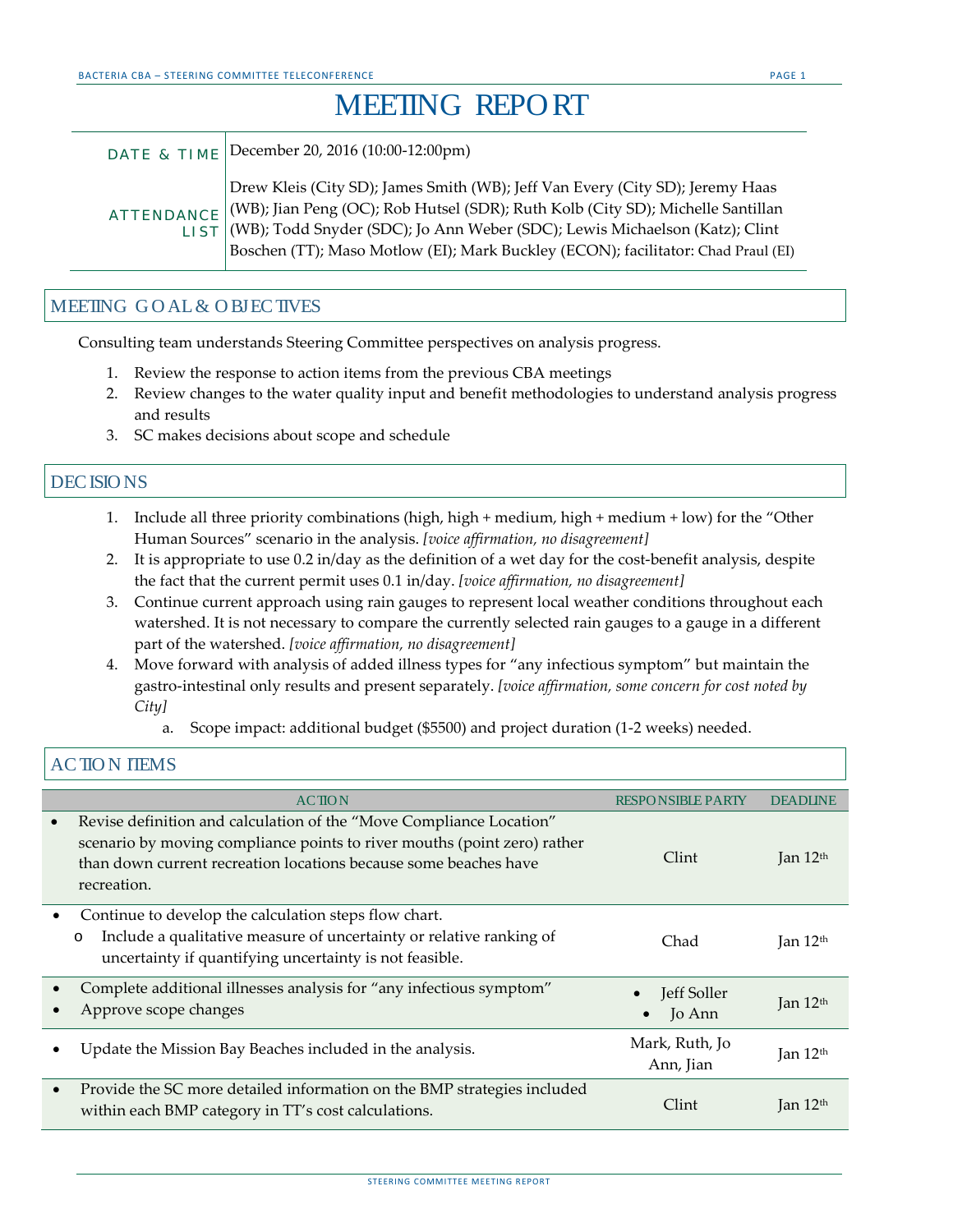# MEETING REPORT

| | |
|---|---|
| DATE & TIME | December 20, 2016 (10:00-12:00pm) |
| ATTENDANCE LIST | Drew Kleis (City SD); James Smith (WB); Jeff Van Every (City SD); Jeremy Haas (WB); Jian Peng (OC); Rob Hutsel (SDR); Ruth Kolb (City SD); Michelle Santillan (WB); Todd Snyder (SDC); Jo Ann Weber (SDC); Lewis Michaelson (Katz); Clint Boschen (TT); Maso Motlow (EI); Mark Buckley (ECON); facilitator: Chad Praul (EI) |

## MEETING GOAL & OBJECTIVES

Consulting team understands Steering Committee perspectives on analysis progress.

1. Review the response to action items from the previous CBA meetings
2. Review changes to the water quality input and benefit methodologies to understand analysis progress and results
3. SC makes decisions about scope and schedule

## DECISIONS

1. Include all three priority combinations (high, high + medium, high + medium + low) for the "Other Human Sources" scenario in the analysis. *[voice affirmation, no disagreement]*
2. It is appropriate to use 0.2 in/day as the definition of a wet day for the cost-benefit analysis, despite the fact that the current permit uses 0.1 in/day. *[voice affirmation, no disagreement]*
3. Continue current approach using rain gauges to represent local weather conditions throughout each watershed. It is not necessary to compare the currently selected rain gauges to a gauge in a different part of the watershed. *[voice affirmation, no disagreement]*
4. Move forward with analysis of added illness types for "any infectious symptom" but maintain the gastro-intestinal only results and present separately. *[voice affirmation, some concern for cost noted by City]*
    a. Scope impact: additional budget ($5500) and project duration (1-2 weeks) needed.

## ACTION ITEMS

| ACTION | RESPONSIBLE PARTY | DEADLINE |
|---|---|---|
| • Revise definition and calculation of the "Move Compliance Location" scenario by moving compliance points to river mouths (point zero) rather than down current recreation locations because some beaches have recreation. | Clint | Jan 12th |
| • Continue to develop the calculation steps flow chart.<br>o Include a qualitative measure of uncertainty or relative ranking of uncertainty if quantifying uncertainty is not feasible. | Chad | Jan 12th |
| • Complete additional illnesses analysis for "any infectious symptom"<br>• Approve scope changes | • Jeff Soller<br>• Jo Ann | Jan 12th |
| • Update the Mission Bay Beaches included in the analysis. | Mark, Ruth, Jo Ann, Jian | Jan 12th |
| • Provide the SC more detailed information on the BMP strategies included within each BMP category in TT's cost calculations. | Clint | Jan 12th |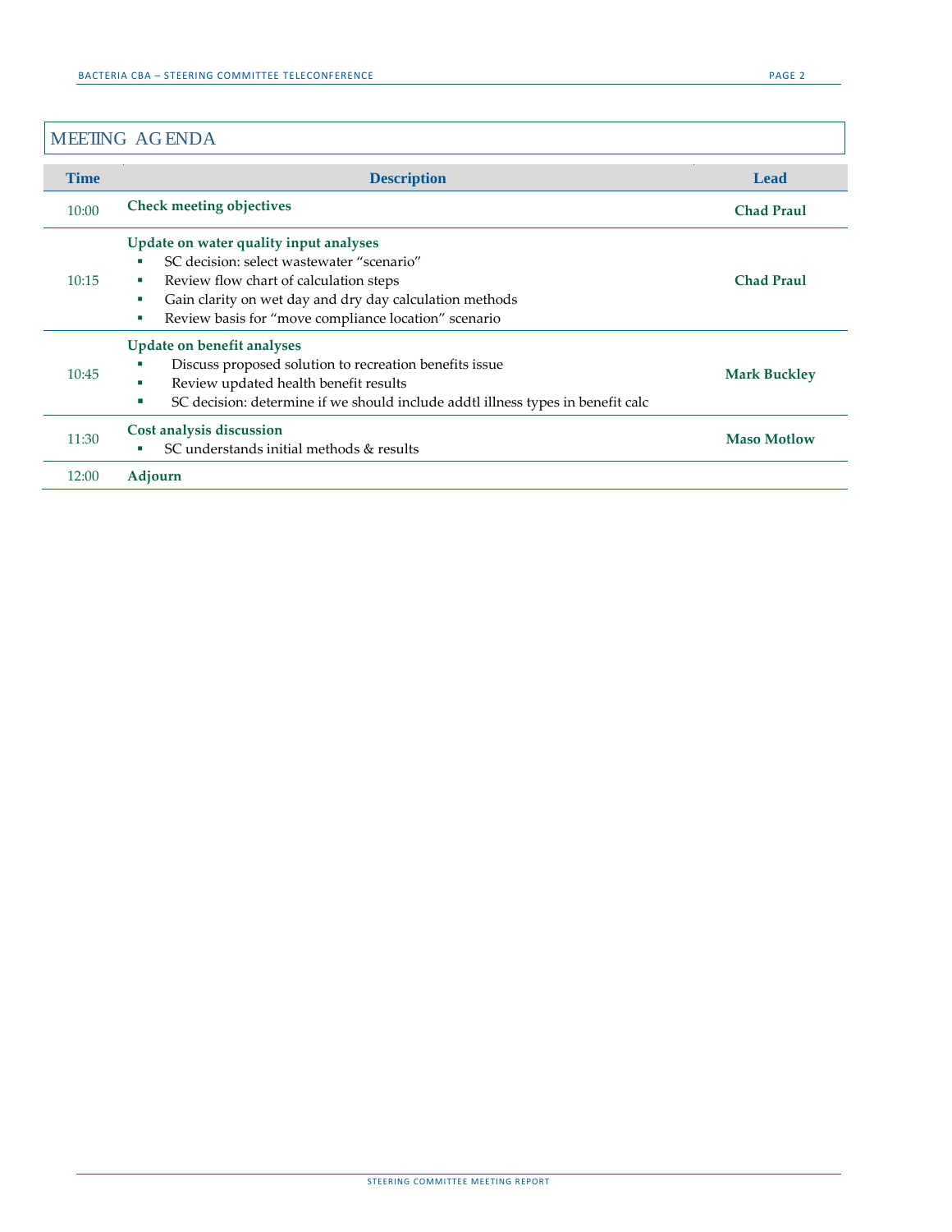## MEETING AGENDA

| Time | Description | Lead |
| --- | --- | --- |
| 10:00 | **Check meeting objectives** | **Chad Praul** |
| 10:15 | **Update on water quality input analyses**<br>▪ SC decision: select wastewater “scenario”<br>▪ Review flow chart of calculation steps<br>▪ Gain clarity on wet day and dry day calculation methods<br>▪ Review basis for “move compliance location” scenario | **Chad Praul** |
| 10:45 | **Update on benefit analyses**<br>▪ Discuss proposed solution to recreation benefits issue<br>▪ Review updated health benefit results<br>▪ SC decision: determine if we should include addtl illness types in benefit calc | **Mark Buckley** |
| 11:30 | **Cost analysis discussion**<br>▪ SC understands initial methods & results | **Maso Motlow** |
| 12:00 | **Adjourn** | |